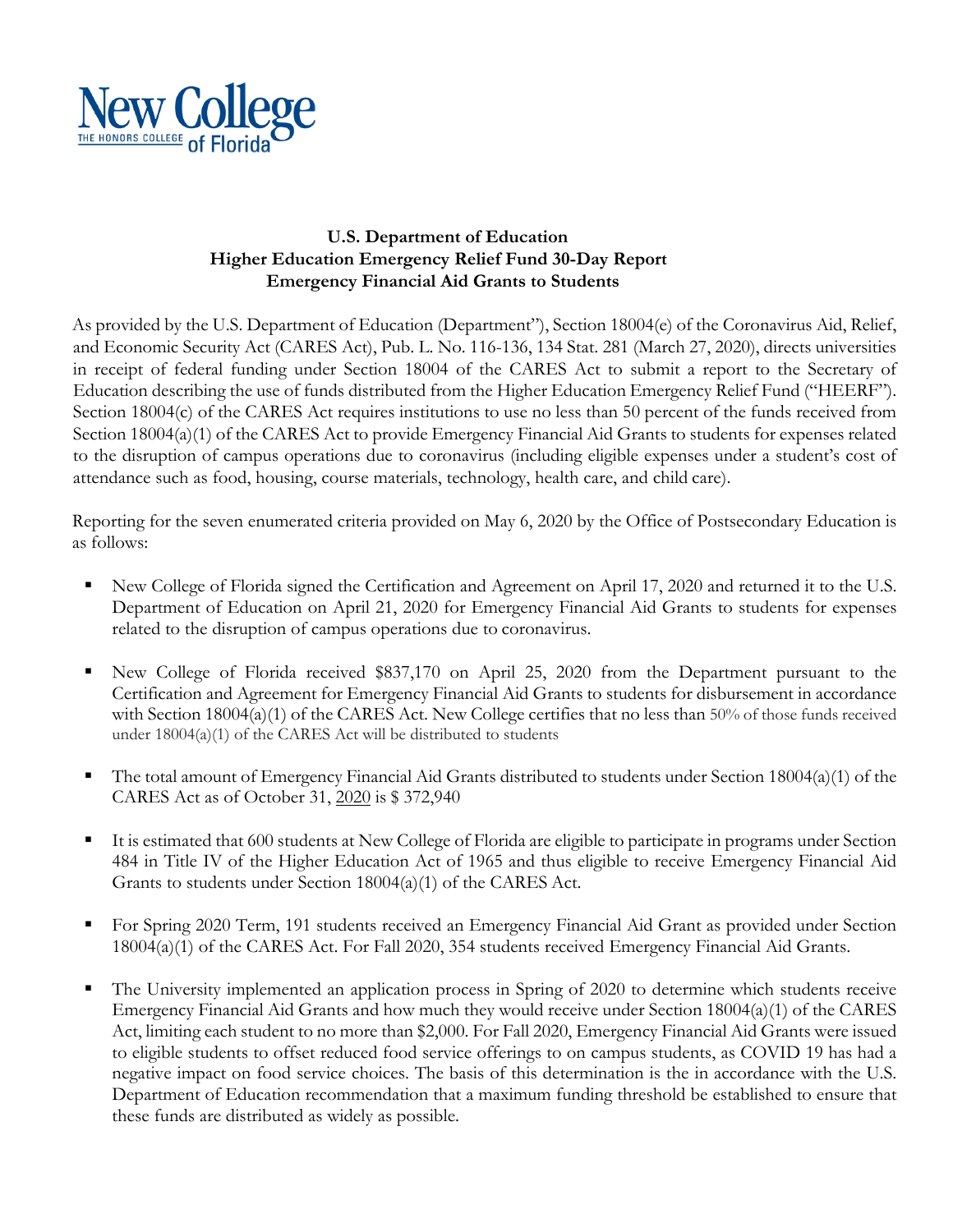New College THE HONORS COLLEGE of Florida

**U.S. Department of Education**
**Higher Education Emergency Relief Fund 30-Day Report**
**Emergency Financial Aid Grants to Students**

As provided by the U.S. Department of Education (Department"), Section 18004(e) of the Coronavirus Aid, Relief, and Economic Security Act (CARES Act), Pub. L. No. 116-136, 134 Stat. 281 (March 27, 2020), directs universities in receipt of federal funding under Section 18004 of the CARES Act to submit a report to the Secretary of Education describing the use of funds distributed from the Higher Education Emergency Relief Fund ("HEERF"). Section 18004(c) of the CARES Act requires institutions to use no less than 50 percent of the funds received from Section 18004(a)(1) of the CARES Act to provide Emergency Financial Aid Grants to students for expenses related to the disruption of campus operations due to coronavirus (including eligible expenses under a student's cost of attendance such as food, housing, course materials, technology, health care, and child care).

Reporting for the seven enumerated criteria provided on May 6, 2020 by the Office of Postsecondary Education is as follows:

- New College of Florida signed the Certification and Agreement on April 17, 2020 and returned it to the U.S. Department of Education on April 21, 2020 for Emergency Financial Aid Grants to students for expenses related to the disruption of campus operations due to coronavirus.
- New College of Florida received $837,170 on April 25, 2020 from the Department pursuant to the Certification and Agreement for Emergency Financial Aid Grants to students for disbursement in accordance with Section 18004(a)(1) of the CARES Act. New College certifies that no less than 50% of those funds received under 18004(a)(1) of the CARES Act will be distributed to students
- The total amount of Emergency Financial Aid Grants distributed to students under Section 18004(a)(1) of the CARES Act as of October 31, 2020 is $ 372,940
- It is estimated that 600 students at New College of Florida are eligible to participate in programs under Section 484 in Title IV of the Higher Education Act of 1965 and thus eligible to receive Emergency Financial Aid Grants to students under Section 18004(a)(1) of the CARES Act.
- For Spring 2020 Term, 191 students received an Emergency Financial Aid Grant as provided under Section 18004(a)(1) of the CARES Act. For Fall 2020, 354 students received Emergency Financial Aid Grants.
- The University implemented an application process in Spring of 2020 to determine which students receive Emergency Financial Aid Grants and how much they would receive under Section 18004(a)(1) of the CARES Act, limiting each student to no more than $2,000. For Fall 2020, Emergency Financial Aid Grants were issued to eligible students to offset reduced food service offerings to on campus students, as COVID 19 has had a negative impact on food service choices. The basis of this determination is the in accordance with the U.S. Department of Education recommendation that a maximum funding threshold be established to ensure that these funds are distributed as widely as possible.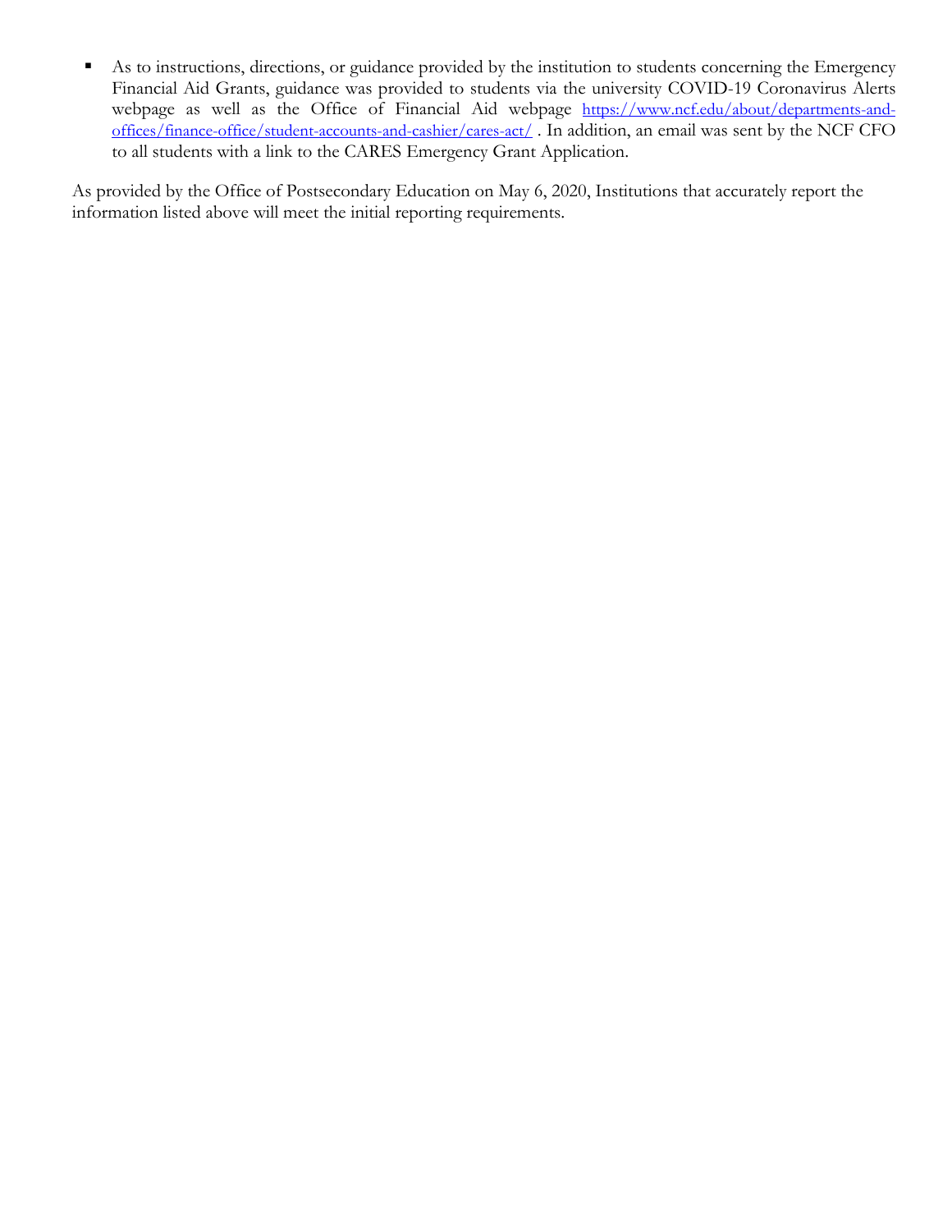- As to instructions, directions, or guidance provided by the institution to students concerning the Emergency Financial Aid Grants, guidance was provided to students via the university COVID-19 Coronavirus Alerts webpage as well as the Office of Financial Aid webpage [https://www.ncf.edu/about/departments-and-offices/finance-office/student-accounts-and-cashier/cares-act/](https://www.ncf.edu/about/departments-and-offices/finance-office/student-accounts-and-cashier/cares-act/) . In addition, an email was sent by the NCF CFO to all students with a link to the CARES Emergency Grant Application.

As provided by the Office of Postsecondary Education on May 6, 2020, Institutions that accurately report the information listed above will meet the initial reporting requirements.